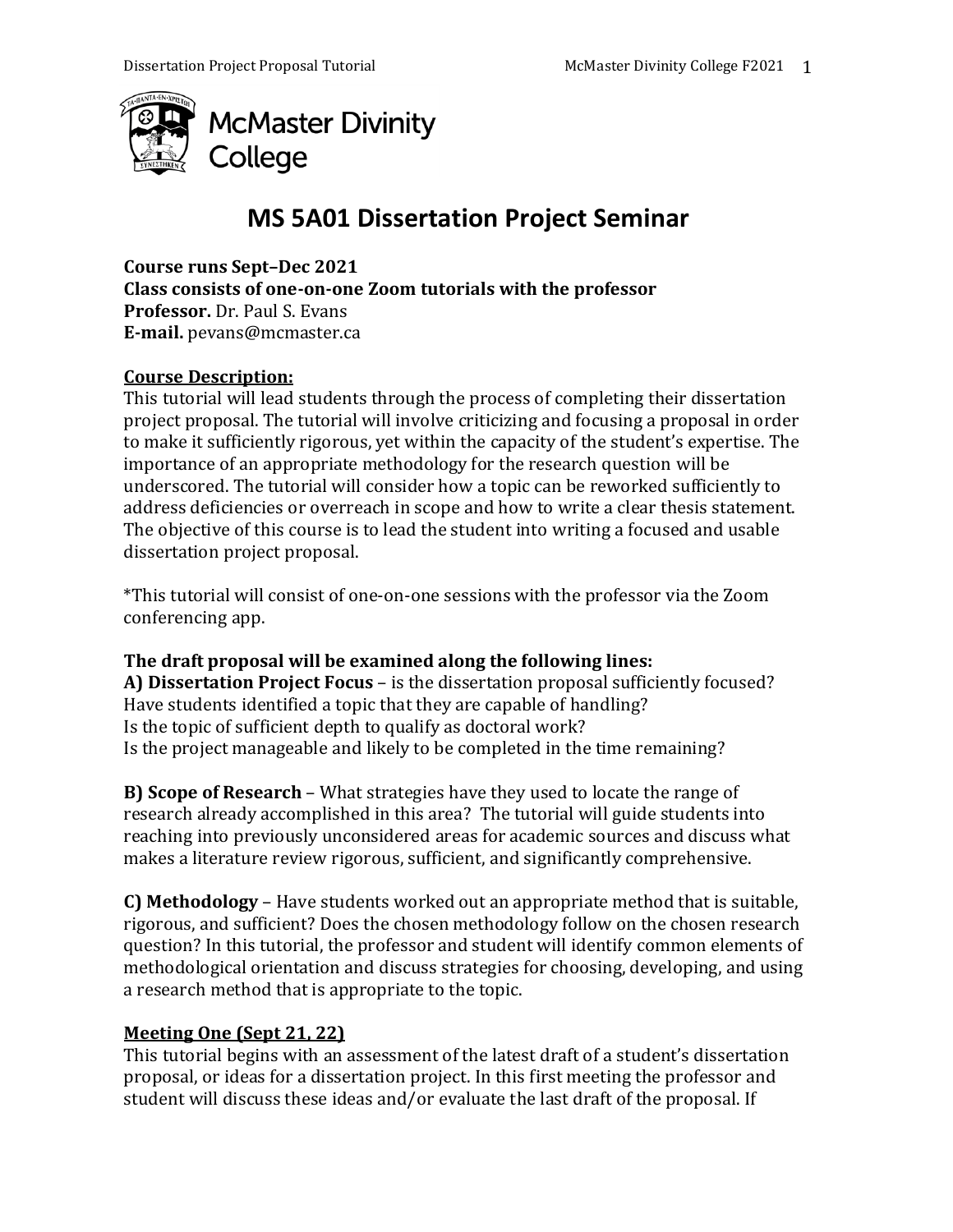McMaster Divinity College

# MS 5A01 Dissertation Project Seminar

**Course runs Sept–Dec 2021**
**Class consists of one-on-one Zoom tutorials with the professor**
**Professor.** Dr. Paul S. Evans
**E-mail.** pevans@mcmaster.ca

## Course Description:

This tutorial will lead students through the process of completing their dissertation project proposal. The tutorial will involve criticizing and focusing a proposal in order to make it sufficiently rigorous, yet within the capacity of the student's expertise. The importance of an appropriate methodology for the research question will be underscored. The tutorial will consider how a topic can be reworked sufficiently to address deficiencies or overreach in scope and how to write a clear thesis statement. The objective of this course is to lead the student into writing a focused and usable dissertation project proposal.

*This tutorial will consist of one-on-one sessions with the professor via the Zoom conferencing app.

**The draft proposal will be examined along the following lines:**

**A) Dissertation Project Focus** – is the dissertation proposal sufficiently focused?
Have students identified a topic that they are capable of handling?
Is the topic of sufficient depth to qualify as doctoral work?
Is the project manageable and likely to be completed in the time remaining?

**B) Scope of Research** – What strategies have they used to locate the range of research already accomplished in this area? The tutorial will guide students into reaching into previously unconsidered areas for academic sources and discuss what makes a literature review rigorous, sufficient, and significantly comprehensive.

**C) Methodology** – Have students worked out an appropriate method that is suitable, rigorous, and sufficient? Does the chosen methodology follow on the chosen research question? In this tutorial, the professor and student will identify common elements of methodological orientation and discuss strategies for choosing, developing, and using a research method that is appropriate to the topic.

## Meeting One (Sept 21, 22)

This tutorial begins with an assessment of the latest draft of a student's dissertation proposal, or ideas for a dissertation project. In this first meeting the professor and student will discuss these ideas and/or evaluate the last draft of the proposal. If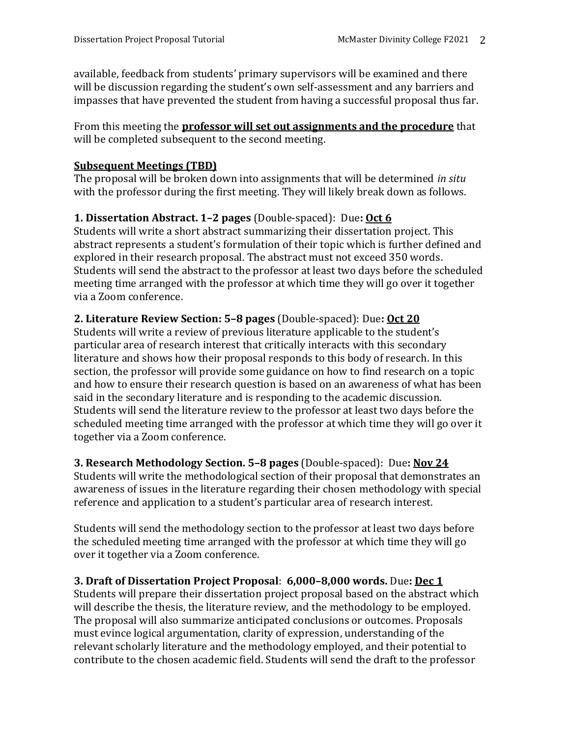available, feedback from students' primary supervisors will be examined and there will be discussion regarding the student's own self-assessment and any barriers and impasses that have prevented the student from having a successful proposal thus far.

From this meeting the **professor will set out assignments and the procedure** that will be completed subsequent to the second meeting.

**Subsequent Meetings (TBD)**

The proposal will be broken down into assignments that will be determined *in situ* with the professor during the first meeting. They will likely break down as follows.

**1. Dissertation Abstract. 1–2 pages** (Double-spaced): Due**: Oct 6**

Students will write a short abstract summarizing their dissertation project. This abstract represents a student's formulation of their topic which is further defined and explored in their research proposal. The abstract must not exceed 350 words. Students will send the abstract to the professor at least two days before the scheduled meeting time arranged with the professor at which time they will go over it together via a Zoom conference.

**2. Literature Review Section: 5–8 pages** (Double-spaced): Due**: Oct 20**

Students will write a review of previous literature applicable to the student's particular area of research interest that critically interacts with this secondary literature and shows how their proposal responds to this body of research. In this section, the professor will provide some guidance on how to find research on a topic and how to ensure their research question is based on an awareness of what has been said in the secondary literature and is responding to the academic discussion. Students will send the literature review to the professor at least two days before the scheduled meeting time arranged with the professor at which time they will go over it together via a Zoom conference.

**3. Research Methodology Section. 5–8 pages** (Double-spaced): Due**: Nov 24**

Students will write the methodological section of their proposal that demonstrates an awareness of issues in the literature regarding their chosen methodology with special reference and application to a student's particular area of research interest.

Students will send the methodology section to the professor at least two days before the scheduled meeting time arranged with the professor at which time they will go over it together via a Zoom conference.

**3. Draft of Dissertation Project Proposal**: **6,000–8,000 words.** Due**: Dec 1**

Students will prepare their dissertation project proposal based on the abstract which will describe the thesis, the literature review, and the methodology to be employed. The proposal will also summarize anticipated conclusions or outcomes. Proposals must evince logical argumentation, clarity of expression, understanding of the relevant scholarly literature and the methodology employed, and their potential to contribute to the chosen academic field. Students will send the draft to the professor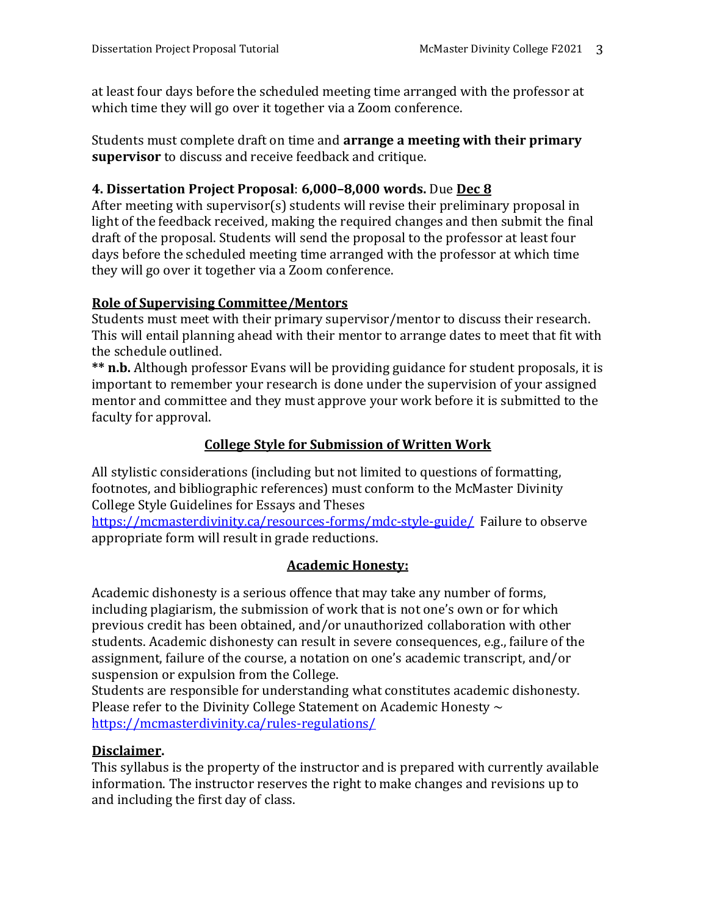at least four days before the scheduled meeting time arranged with the professor at which time they will go over it together via a Zoom conference.

Students must complete draft on time and **arrange a meeting with their primary supervisor** to discuss and receive feedback and critique.

**4. Dissertation Project Proposal**: **6,000–8,000 words.** Due **<u>Dec 8</u>**
After meeting with supervisor(s) students will revise their preliminary proposal in light of the feedback received, making the required changes and then submit the final draft of the proposal. Students will send the proposal to the professor at least four days before the scheduled meeting time arranged with the professor at which time they will go over it together via a Zoom conference.

**<u>Role of Supervising Committee/Mentors</u>**
Students must meet with their primary supervisor/mentor to discuss their research. This will entail planning ahead with their mentor to arrange dates to meet that fit with the schedule outlined.
**** n.b.** Although professor Evans will be providing guidance for student proposals, it is important to remember your research is done under the supervision of your assigned mentor and committee and they must approve your work before it is submitted to the faculty for approval.

## <u>College Style for Submission of Written Work</u>

All stylistic considerations (including but not limited to questions of formatting, footnotes, and bibliographic references) must conform to the McMaster Divinity College Style Guidelines for Essays and Theses
https://mcmasterdivinity.ca/resources-forms/mdc-style-guide/ Failure to observe appropriate form will result in grade reductions.

## <u>Academic Honesty:</u>

Academic dishonesty is a serious offence that may take any number of forms, including plagiarism, the submission of work that is not one's own or for which previous credit has been obtained, and/or unauthorized collaboration with other students. Academic dishonesty can result in severe consequences, e.g., failure of the assignment, failure of the course, a notation on one's academic transcript, and/or suspension or expulsion from the College.
Students are responsible for understanding what constitutes academic dishonesty. Please refer to the Divinity College Statement on Academic Honesty ~
https://mcmasterdivinity.ca/rules-regulations/

**<u>Disclaimer</u>.**
This syllabus is the property of the instructor and is prepared with currently available information. The instructor reserves the right to make changes and revisions up to and including the first day of class.